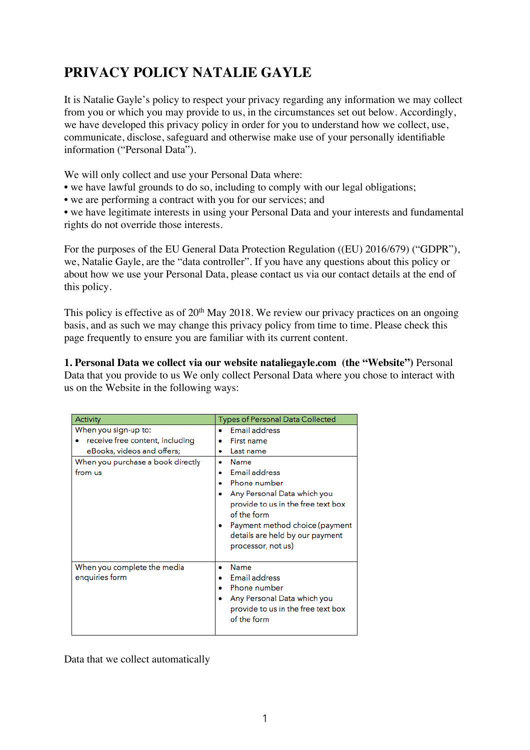# PRIVACY POLICY NATALIE GAYLE

It is Natalie Gayle's policy to respect your privacy regarding any information we may collect from you or which you may provide to us, in the circumstances set out below. Accordingly, we have developed this privacy policy in order for you to understand how we collect, use, communicate, disclose, safeguard and otherwise make use of your personally identifiable information ("Personal Data").

We will only collect and use your Personal Data where:
• we have lawful grounds to do so, including to comply with our legal obligations;
• we are performing a contract with you for our services; and
• we have legitimate interests in using your Personal Data and your interests and fundamental rights do not override those interests.

For the purposes of the EU General Data Protection Regulation ((EU) 2016/679) ("GDPR"), we, Natalie Gayle, are the "data controller". If you have any questions about this policy or about how we use your Personal Data, please contact us via our contact details at the end of this policy.

This policy is effective as of 20th May 2018. We review our privacy practices on an ongoing basis, and as such we may change this privacy policy from time to time. Please check this page frequently to ensure you are familiar with its current content.

**1. Personal Data we collect via our website nataliegayle.com (the "Website")** Personal Data that you provide to us We only collect Personal Data where you chose to interact with us on the Website in the following ways:

| Activity | Types of Personal Data Collected |
|---|---|
| When you sign-up to:<br>• receive free content, including eBooks, videos and offers; | • Email address<br>• First name<br>• Last name |
| When you purchase a book directly from us | • Name<br>• Email address<br>• Phone number<br>• Any Personal Data which you provide to us in the free text box of the form<br>• Payment method choice (payment details are held by our payment processor, not us) |
| When you complete the media enquiries form | • Name<br>• Email address<br>• Phone number<br>• Any Personal Data which you provide to us in the free text box of the form |

Data that we collect automatically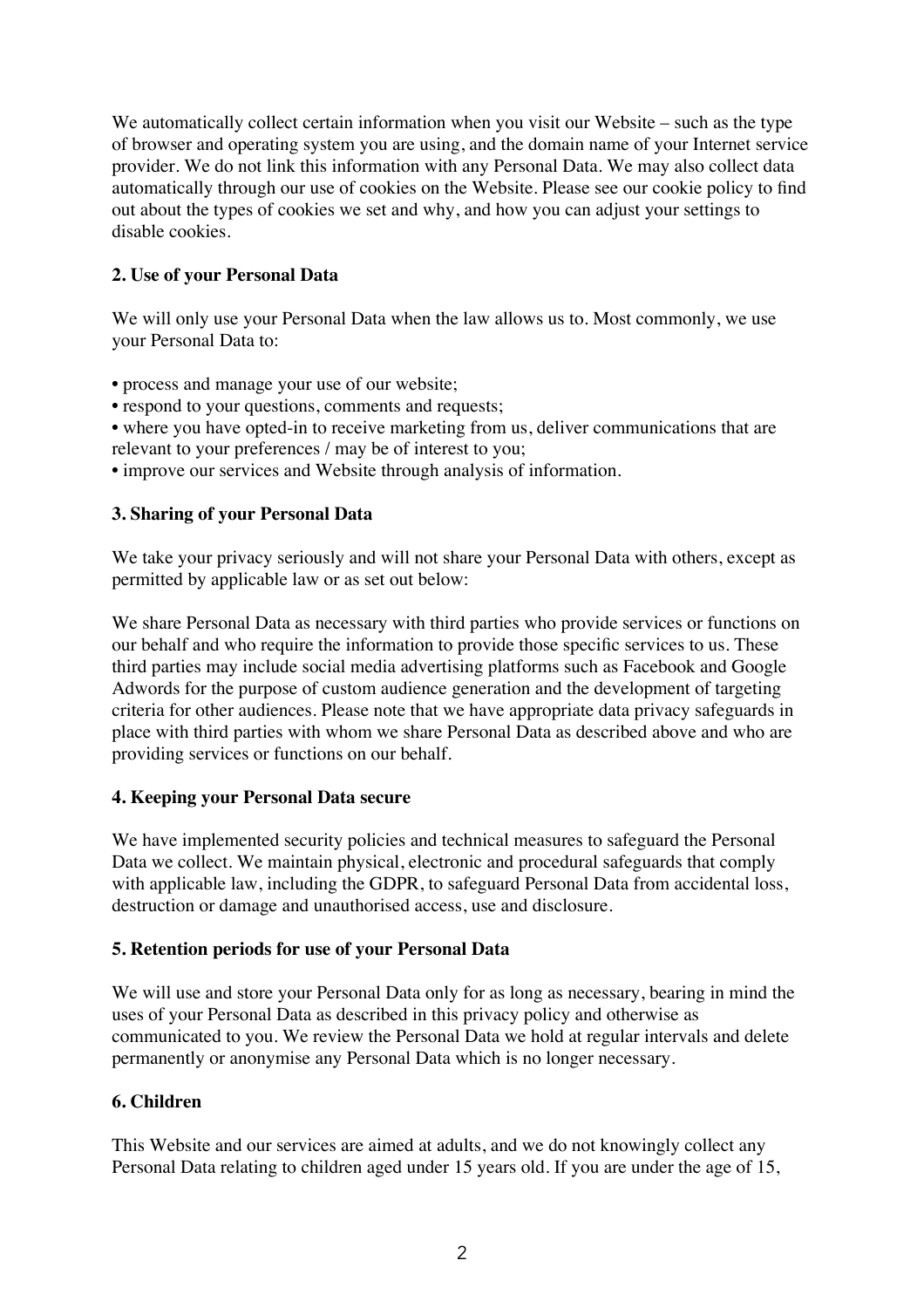We automatically collect certain information when you visit our Website – such as the type of browser and operating system you are using, and the domain name of your Internet service provider. We do not link this information with any Personal Data. We may also collect data automatically through our use of cookies on the Website. Please see our cookie policy to find out about the types of cookies we set and why, and how you can adjust your settings to disable cookies.

**2. Use of your Personal Data**

We will only use your Personal Data when the law allows us to. Most commonly, we use your Personal Data to:

- process and manage your use of our website;
- respond to your questions, comments and requests;
- where you have opted-in to receive marketing from us, deliver communications that are relevant to your preferences / may be of interest to you;
- improve our services and Website through analysis of information.

**3. Sharing of your Personal Data**

We take your privacy seriously and will not share your Personal Data with others, except as permitted by applicable law or as set out below:

We share Personal Data as necessary with third parties who provide services or functions on our behalf and who require the information to provide those specific services to us. These third parties may include social media advertising platforms such as Facebook and Google Adwords for the purpose of custom audience generation and the development of targeting criteria for other audiences. Please note that we have appropriate data privacy safeguards in place with third parties with whom we share Personal Data as described above and who are providing services or functions on our behalf.

**4. Keeping your Personal Data secure**

We have implemented security policies and technical measures to safeguard the Personal Data we collect. We maintain physical, electronic and procedural safeguards that comply with applicable law, including the GDPR, to safeguard Personal Data from accidental loss, destruction or damage and unauthorised access, use and disclosure.

**5. Retention periods for use of your Personal Data**

We will use and store your Personal Data only for as long as necessary, bearing in mind the uses of your Personal Data as described in this privacy policy and otherwise as communicated to you. We review the Personal Data we hold at regular intervals and delete permanently or anonymise any Personal Data which is no longer necessary.

**6. Children**

This Website and our services are aimed at adults, and we do not knowingly collect any Personal Data relating to children aged under 15 years old. If you are under the age of 15,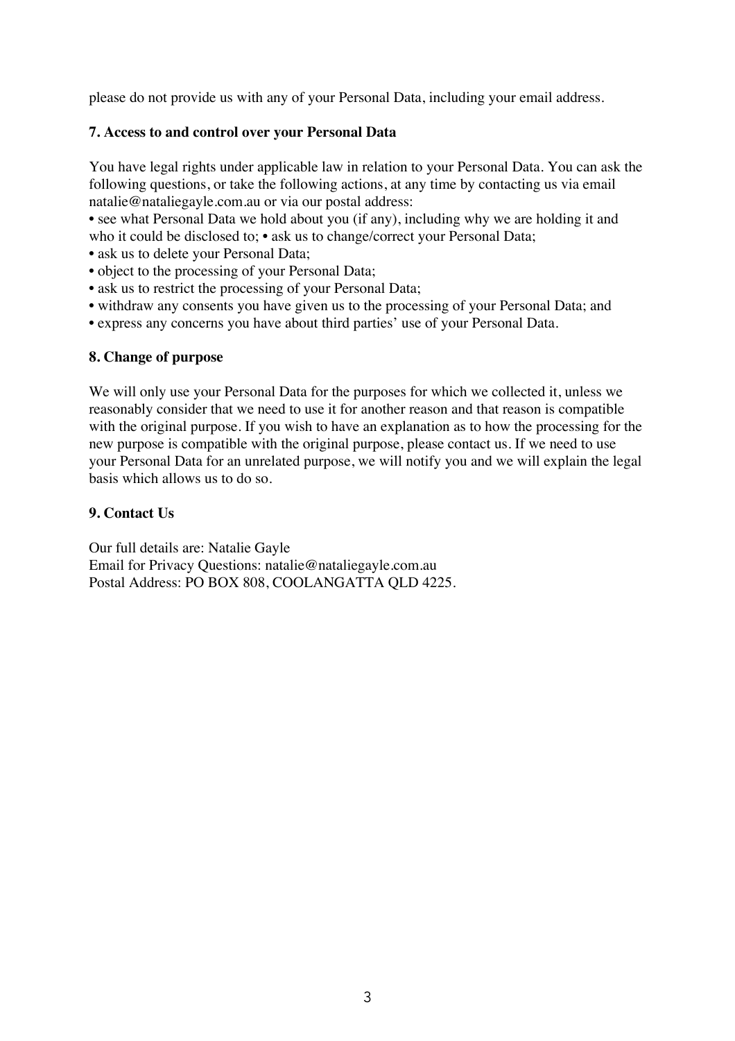please do not provide us with any of your Personal Data, including your email address.

### 7. Access to and control over your Personal Data

You have legal rights under applicable law in relation to your Personal Data. You can ask the following questions, or take the following actions, at any time by contacting us via email natalie@nataliegayle.com.au or via our postal address:

• see what Personal Data we hold about you (if any), including why we are holding it and who it could be disclosed to; • ask us to change/correct your Personal Data;
• ask us to delete your Personal Data;
• object to the processing of your Personal Data;
• ask us to restrict the processing of your Personal Data;
• withdraw any consents you have given us to the processing of your Personal Data; and
• express any concerns you have about third parties' use of your Personal Data.

### 8. Change of purpose

We will only use your Personal Data for the purposes for which we collected it, unless we reasonably consider that we need to use it for another reason and that reason is compatible with the original purpose. If you wish to have an explanation as to how the processing for the new purpose is compatible with the original purpose, please contact us. If we need to use your Personal Data for an unrelated purpose, we will notify you and we will explain the legal basis which allows us to do so.

### 9. Contact Us

Our full details are: Natalie Gayle
Email for Privacy Questions: natalie@nataliegayle.com.au
Postal Address: PO BOX 808, COOLANGATTA QLD 4225.